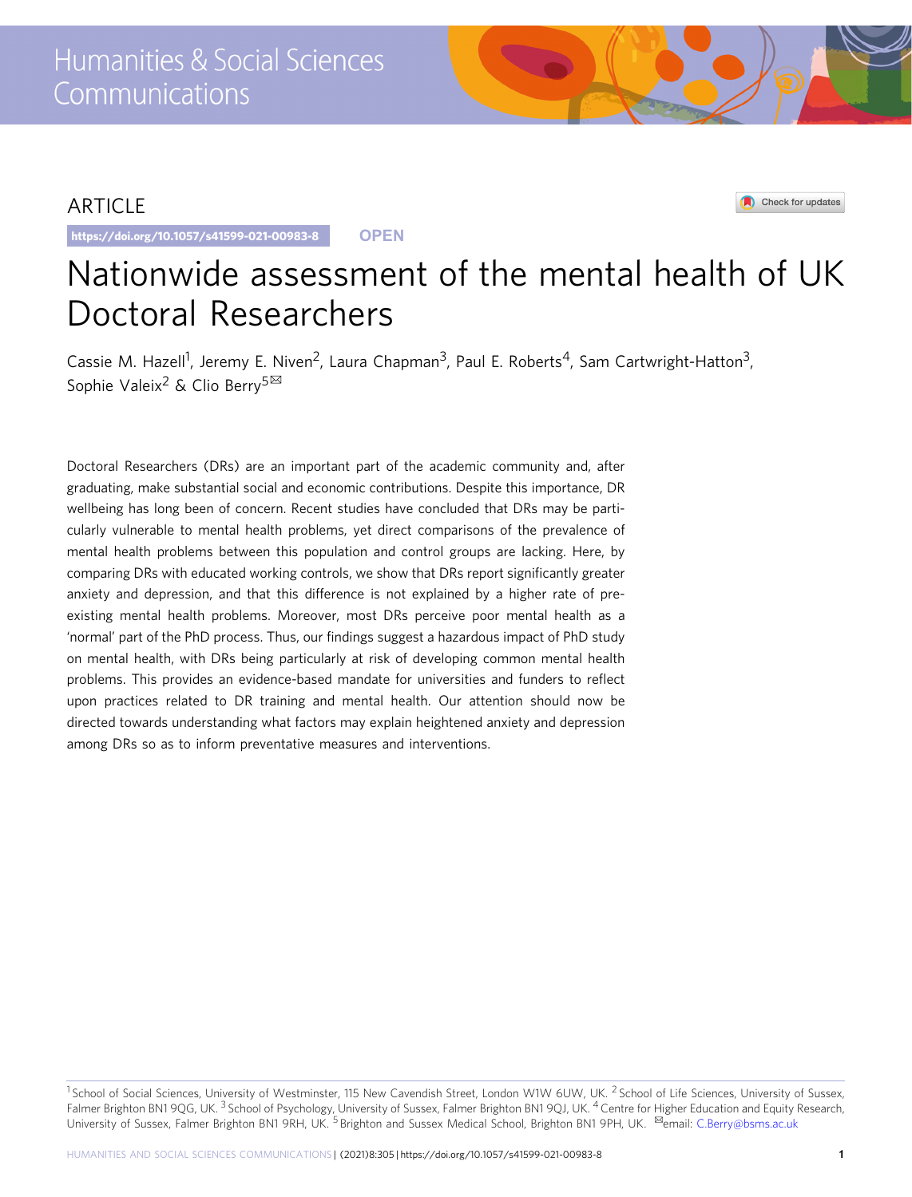ARTICLE

https://doi.org/10.1057/s41599-021-00983-8 OPEN

# Nationwide assessment of the mental health of UK Doctoral Researchers

Cassie M. Hazell[1], Jeremy E. Niven[2], Laura Chapman[3], Paul E. Roberts[4], Sam Cartwright-Hatton[3], Sophie Valeix[2] & Clio Berry[5]✉

Doctoral Researchers (DRs) are an important part of the academic community and, after graduating, make substantial social and economic contributions. Despite this importance, DR wellbeing has long been of concern. Recent studies have concluded that DRs may be particularly vulnerable to mental health problems, yet direct comparisons of the prevalence of mental health problems between this population and control groups are lacking. Here, by comparing DRs with educated working controls, we show that DRs report significantly greater anxiety and depression, and that this difference is not explained by a higher rate of pre-existing mental health problems. Moreover, most DRs perceive poor mental health as a 'normal' part of the PhD process. Thus, our findings suggest a hazardous impact of PhD study on mental health, with DRs being particularly at risk of developing common mental health problems. This provides an evidence-based mandate for universities and funders to reflect upon practices related to DR training and mental health. Our attention should now be directed towards understanding what factors may explain heightened anxiety and depression among DRs so as to inform preventative measures and interventions.

[1] School of Social Sciences, University of Westminster, 115 New Cavendish Street, London W1W 6UW, UK. [2] School of Life Sciences, University of Sussex, Falmer Brighton BN1 9QG, UK. [3] School of Psychology, University of Sussex, Falmer Brighton BN1 9QJ, UK. [4] Centre for Higher Education and Equity Research, University of Sussex, Falmer Brighton BN1 9RH, UK. [5] Brighton and Sussex Medical School, Brighton BN1 9PH, UK. ✉email: C.Berry@bsms.ac.uk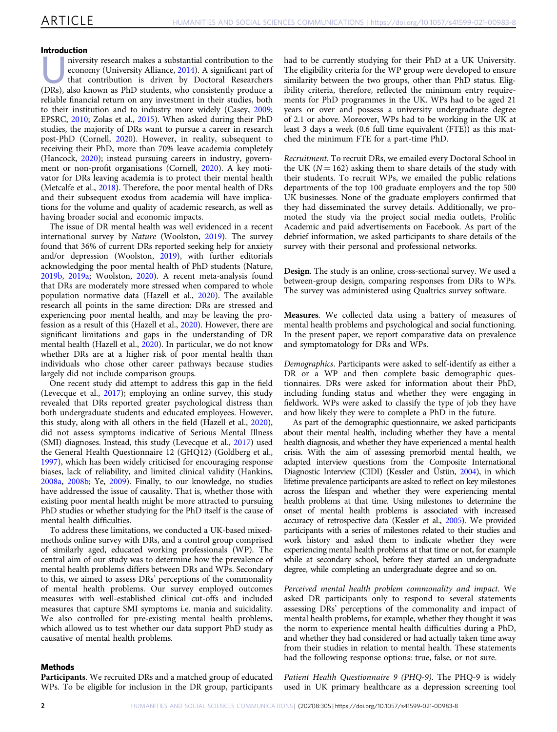## Introduction

University research makes a substantial contribution to the economy (University Alliance, 2014). A significant part of that contribution is driven by Doctoral Researchers (DRs), also known as PhD students, who consistently produce a reliable financial return on any investment in their studies, both to their institution and to industry more widely (Casey, 2009; EPSRC, 2010; Zolas et al., 2015). When asked during their PhD studies, the majority of DRs want to pursue a career in research post-PhD (Cornell, 2020). However, in reality, subsequent to receiving their PhD, more than 70% leave academia completely (Hancock, 2020); instead pursuing careers in industry, government or non-profit organisations (Cornell, 2020). A key motivator for DRs leaving academia is to protect their mental health (Metcalfe et al., 2018). Therefore, the poor mental health of DRs and their subsequent exodus from academia will have implications for the volume and quality of academic research, as well as having broader social and economic impacts.

The issue of DR mental health was well evidenced in a recent international survey by *Nature* (Woolston, 2019). The survey found that 36% of current DRs reported seeking help for anxiety and/or depression (Woolston, 2019), with further editorials acknowledging the poor mental health of PhD students (Nature, 2019b, 2019a; Woolston, 2020). A recent meta-analysis found that DRs are moderately more stressed when compared to whole population normative data (Hazell et al., 2020). The available research all points in the same direction: DRs are stressed and experiencing poor mental health, and may be leaving the profession as a result of this (Hazell et al., 2020). However, there are significant limitations and gaps in the understanding of DR mental health (Hazell et al., 2020). In particular, we do not know whether DRs are at a higher risk of poor mental health than individuals who chose other career pathways because studies largely did not include comparison groups.

One recent study did attempt to address this gap in the field (Levecque et al., 2017); employing an online survey, this study revealed that DRs reported greater psychological distress than both undergraduate students and educated employees. However, this study, along with all others in the field (Hazell et al., 2020), did not assess symptoms indicative of Serious Mental Illness (SMI) diagnoses. Instead, this study (Levecque et al., 2017) used the General Health Questionnaire 12 (GHQ12) (Goldberg et al., 1997), which has been widely criticised for encouraging response biases, lack of reliability, and limited clinical validity (Hankins, 2008a, 2008b; Ye, 2009). Finally, to our knowledge, no studies have addressed the issue of causality. That is, whether those with existing poor mental health might be more attracted to pursuing PhD studies or whether studying for the PhD itself is the cause of mental health difficulties.

To address these limitations, we conducted a UK-based mixed-methods online survey with DRs, and a control group comprised of similarly aged, educated working professionals (WP). The central aim of our study was to determine how the prevalence of mental health problems differs between DRs and WPs. Secondary to this, we aimed to assess DRs' perceptions of the commonality of mental health problems. Our survey employed outcomes measures with well-established clinical cut-offs and included measures that capture SMI symptoms i.e. mania and suicidality. We also controlled for pre-existing mental health problems, which allowed us to test whether our data support PhD study as causative of mental health problems.

## Methods

**Participants**. We recruited DRs and a matched group of educated WPs. To be eligible for inclusion in the DR group, participants had to be currently studying for their PhD at a UK University. The eligibility criteria for the WP group were developed to ensure similarity between the two groups, other than PhD status. Eligibility criteria, therefore, reflected the minimum entry requirements for PhD programmes in the UK. WPs had to be aged 21 years or over and possess a university undergraduate degree of 2.1 or above. Moreover, WPs had to be working in the UK at least 3 days a week (0.6 full time equivalent (FTE)) as this matched the minimum FTE for a part-time PhD.

*Recruitment*. To recruit DRs, we emailed every Doctoral School in the UK ($N = 162$) asking them to share details of the study with their students. To recruit WPs, we emailed the public relations departments of the top 100 graduate employers and the top 500 UK businesses. None of the graduate employers confirmed that they had disseminated the survey details. Additionally, we promoted the study via the project social media outlets, Prolific Academic and paid advertisements on Facebook. As part of the debrief information, we asked participants to share details of the survey with their personal and professional networks.

**Design**. The study is an online, cross-sectional survey. We used a between-group design, comparing responses from DRs to WPs. The survey was administered using Qualtrics survey software.

**Measures**. We collected data using a battery of measures of mental health problems and psychological and social functioning. In the present paper, we report comparative data on prevalence and symptomatology for DRs and WPs.

*Demographics*. Participants were asked to self-identify as either a DR or a WP and then complete basic demographic questionnaires. DRs were asked for information about their PhD, including funding status and whether they were engaging in fieldwork. WPs were asked to classify the type of job they have and how likely they were to complete a PhD in the future.

As part of the demographic questionnaire, we asked participants about their mental health, including whether they have a mental health diagnosis, and whether they have experienced a mental health crisis. With the aim of assessing premorbid mental health, we adapted interview questions from the Composite International Diagnostic Interview (CIDI) (Kessler and Üstün, 2004), in which lifetime prevalence participants are asked to reflect on key milestones across the lifespan and whether they were experiencing mental health problems at that time. Using milestones to determine the onset of mental health problems is associated with increased accuracy of retrospective data (Kessler et al., 2005). We provided participants with a series of milestones related to their studies and work history and asked them to indicate whether they were experiencing mental health problems at that time or not, for example while at secondary school, before they started an undergraduate degree, while completing an undergraduate degree and so on.

*Perceived mental health problem commonality and impact*. We asked DR participants only to respond to several statements assessing DRs' perceptions of the commonality and impact of mental health problems, for example, whether they thought it was the norm to experience mental health difficulties during a PhD, and whether they had considered or had actually taken time away from their studies in relation to mental health. These statements had the following response options: true, false, or not sure.

*Patient Health Questionnaire 9 (PHQ-9)*. The PHQ-9 is widely used in UK primary healthcare as a depression screening tool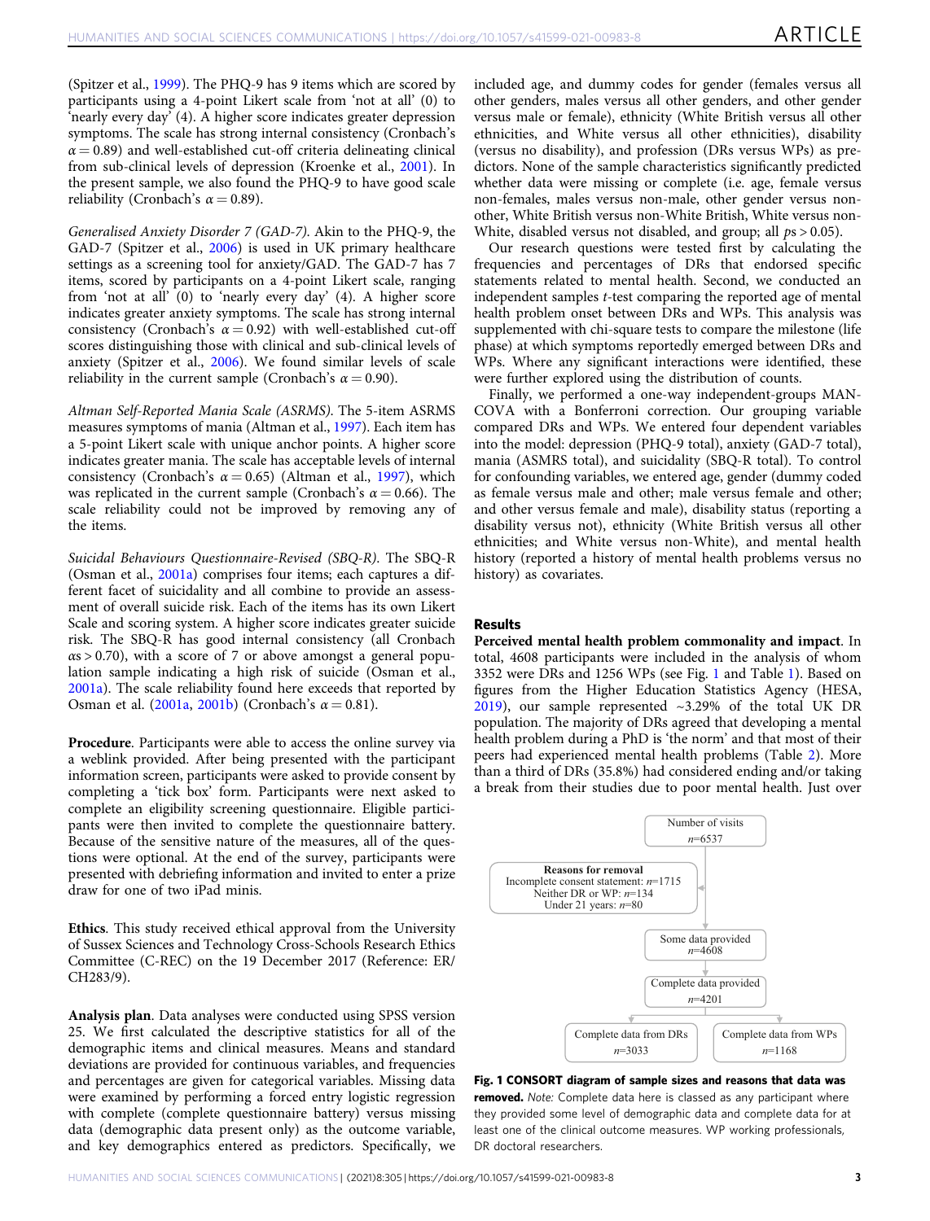(Spitzer et al., 1999). The PHQ-9 has 9 items which are scored by participants using a 4-point Likert scale from 'not at all' (0) to 'nearly every day' (4). A higher score indicates greater depression symptoms. The scale has strong internal consistency (Cronbach's $\alpha = 0.89$) and well-established cut-off criteria delineating clinical from sub-clinical levels of depression (Kroenke et al., 2001). In the present sample, we also found the PHQ-9 to have good scale reliability (Cronbach's $\alpha = 0.89$).

*Generalised Anxiety Disorder 7 (GAD-7)*. Akin to the PHQ-9, the GAD-7 (Spitzer et al., 2006) is used in UK primary healthcare settings as a screening tool for anxiety/GAD. The GAD-7 has 7 items, scored by participants on a 4-point Likert scale, ranging from 'not at all' (0) to 'nearly every day' (4). A higher score indicates greater anxiety symptoms. The scale has strong internal consistency (Cronbach's $\alpha = 0.92$) with well-established cut-off scores distinguishing those with clinical and sub-clinical levels of anxiety (Spitzer et al., 2006). We found similar levels of scale reliability in the current sample (Cronbach's $\alpha = 0.90$).

*Altman Self-Reported Mania Scale (ASRMS)*. The 5-item ASRMS measures symptoms of mania (Altman et al., 1997). Each item has a 5-point Likert scale with unique anchor points. A higher score indicates greater mania. The scale has acceptable levels of internal consistency (Cronbach's $\alpha = 0.65$) (Altman et al., 1997), which was replicated in the current sample (Cronbach's $\alpha = 0.66$). The scale reliability could not be improved by removing any of the items.

*Suicidal Behaviours Questionnaire-Revised (SBQ-R)*. The SBQ-R (Osman et al., 2001a) comprises four items; each captures a different facet of suicidality and all combine to provide an assessment of overall suicide risk. Each of the items has its own Likert Scale and scoring system. A higher score indicates greater suicide risk. The SBQ-R has good internal consistency (all Cronbach $\alpha s > 0.70$), with a score of 7 or above amongst a general population sample indicating a high risk of suicide (Osman et al., 2001a). The scale reliability found here exceeds that reported by Osman et al. (2001a, 2001b) (Cronbach's $\alpha = 0.81$).

**Procedure**. Participants were able to access the online survey via a weblink provided. After being presented with the participant information screen, participants were asked to provide consent by completing a 'tick box' form. Participants were next asked to complete an eligibility screening questionnaire. Eligible participants were then invited to complete the questionnaire battery. Because of the sensitive nature of the measures, all of the questions were optional. At the end of the survey, participants were presented with debriefing information and invited to enter a prize draw for one of two iPad minis.

**Ethics**. This study received ethical approval from the University of Sussex Sciences and Technology Cross-Schools Research Ethics Committee (C-REC) on the 19 December 2017 (Reference: ER/CH283/9).

**Analysis plan**. Data analyses were conducted using SPSS version 25. We first calculated the descriptive statistics for all of the demographic items and clinical measures. Means and standard deviations are provided for continuous variables, and frequencies and percentages are given for categorical variables. Missing data were examined by performing a forced entry logistic regression with complete (complete questionnaire battery) versus missing data (demographic data present only) as the outcome variable, and key demographics entered as predictors. Specifically, we included age, and dummy codes for gender (females versus all other genders, males versus all other genders, and other gender versus male or female), ethnicity (White British versus all other ethnicities, and White versus all other ethnicities), disability (versus no disability), and profession (DRs versus WPs) as predictors. None of the sample characteristics significantly predicted whether data were missing or complete (i.e. age, female versus non-females, males versus non-male, other gender versus non-other, White British versus non-White British, White versus non-White, disabled versus not disabled, and group; all $ps > 0.05$).

Our research questions were tested first by calculating the frequencies and percentages of DRs that endorsed specific statements related to mental health. Second, we conducted an independent samples *t*-test comparing the reported age of mental health problem onset between DRs and WPs. This analysis was supplemented with chi-square tests to compare the milestone (life phase) at which symptoms reportedly emerged between DRs and WPs. Where any significant interactions were identified, these were further explored using the distribution of counts.

Finally, we performed a one-way independent-groups MANCOVA with a Bonferroni correction. Our grouping variable compared DRs and WPs. We entered four dependent variables into the model: depression (PHQ-9 total), anxiety (GAD-7 total), mania (ASRMS total), and suicidality (SBQ-R total). To control for confounding variables, we entered age, gender (dummy coded as female versus male and other; male versus female and other; and other versus female and male), disability status (reporting a disability versus not), ethnicity (White British versus all other ethnicities; and White versus non-White), and mental health history (reported a history of mental health problems versus no history) as covariates.

## Results

**Perceived mental health problem commonality and impact**. In total, 4608 participants were included in the analysis of whom 3352 were DRs and 1256 WPs (see Fig. 1 and Table 1). Based on figures from the Higher Education Statistics Agency (HESA, 2019), our sample represented ~3.29% of the total UK DR population. The majority of DRs agreed that developing a mental health problem during a PhD is 'the norm' and that most of their peers had experienced mental health problems (Table 2). More than a third of DRs (35.8%) had considered ending and/or taking a break from their studies due to poor mental health. Just over

Number of visits $n$=6537

Reasons for removal
Incomplete consent statement: $n$=1715
Neither DR or WP: $n$=134
Under 21 years: $n$=80

Some data provided $n$=4608

Complete data provided $n$=4201

Complete data from DRs $n$=3033 | Complete data from WPs $n$=1168

**Fig. 1 CONSORT diagram of sample sizes and reasons that data was removed.** *Note:* Complete data here is classed as any participant where they provided some level of demographic data and complete data for at least one of the clinical outcome measures. WP working professionals, DR doctoral researchers.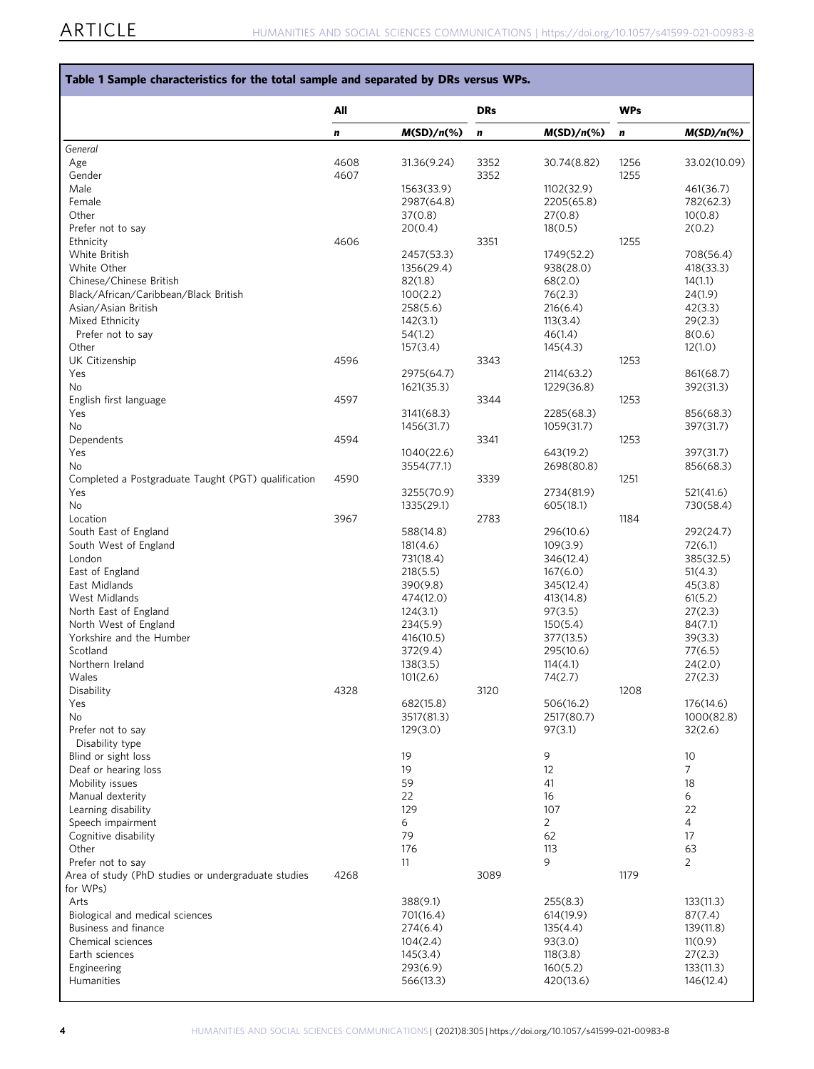**Table 1 Sample characteristics for the total sample and separated by DRs versus WPs.**

| | All | | DRs | | WPs | |
|---|---|---|---|---|---|---|
| | *n* | *M(SD)/n(%)* | *n* | *M(SD)/n(%)* | *n* | *M(SD)/n(%)* |
| *General* | | | | | | |
| Age | 4608 | 31.36(9.24) | 3352 | 30.74(8.82) | 1256 | 33.02(10.09) |
| Gender | 4607 | | 3352 | | 1255 | |
| Male | | 1563(33.9) | | 1102(32.9) | | 461(36.7) |
| Female | | 2987(64.8) | | 2205(65.8) | | 782(62.3) |
| Other | | 37(0.8) | | 27(0.8) | | 10(0.8) |
| Prefer not to say | | 20(0.4) | | 18(0.5) | | 2(0.2) |
| Ethnicity | 4606 | | 3351 | | 1255 | |
| White British | | 2457(53.3) | | 1749(52.2) | | 708(56.4) |
| White Other | | 1356(29.4) | | 938(28.0) | | 418(33.3) |
| Chinese/Chinese British | | 82(1.8) | | 68(2.0) | | 14(1.1) |
| Black/African/Caribbean/Black British | | 100(2.2) | | 76(2.3) | | 24(1.9) |
| Asian/Asian British | | 258(5.6) | | 216(6.4) | | 42(3.3) |
| Mixed Ethnicity | | 142(3.1) | | 113(3.4) | | 29(2.3) |
| Prefer not to say | | 54(1.2) | | 46(1.4) | | 8(0.6) |
| Other | | 157(3.4) | | 145(4.3) | | 12(1.0) |
| UK Citizenship | 4596 | | 3343 | | 1253 | |
| Yes | | 2975(64.7) | | 2114(63.2) | | 861(68.7) |
| No | | 1621(35.3) | | 1229(36.8) | | 392(31.3) |
| English first language | 4597 | | 3344 | | 1253 | |
| Yes | | 3141(68.3) | | 2285(68.3) | | 856(68.3) |
| No | | 1456(31.7) | | 1059(31.7) | | 397(31.7) |
| Dependents | 4594 | | 3341 | | 1253 | |
| Yes | | 1040(22.6) | | 643(19.2) | | 397(31.7) |
| No | | 3554(77.1) | | 2698(80.8) | | 856(68.3) |
| Completed a Postgraduate Taught (PGT) qualification | 4590 | | 3339 | | 1251 | |
| Yes | | 3255(70.9) | | 2734(81.9) | | 521(41.6) |
| No | | 1335(29.1) | | 605(18.1) | | 730(58.4) |
| Location | 3967 | | 2783 | | 1184 | |
| South East of England | | 588(14.8) | | 296(10.6) | | 292(24.7) |
| South West of England | | 181(4.6) | | 109(3.9) | | 72(6.1) |
| London | | 731(18.4) | | 346(12.4) | | 385(32.5) |
| East of England | | 218(5.5) | | 167(6.0) | | 51(4.3) |
| East Midlands | | 390(9.8) | | 345(12.4) | | 45(3.8) |
| West Midlands | | 474(12.0) | | 413(14.8) | | 61(5.2) |
| North East of England | | 124(3.1) | | 97(3.5) | | 27(2.3) |
| North West of England | | 234(5.9) | | 150(5.4) | | 84(7.1) |
| Yorkshire and the Humber | | 416(10.5) | | 377(13.5) | | 39(3.3) |
| Scotland | | 372(9.4) | | 295(10.6) | | 77(6.5) |
| Northern Ireland | | 138(3.5) | | 114(4.1) | | 24(2.0) |
| Wales | | 101(2.6) | | 74(2.7) | | 27(2.3) |
| Disability | 4328 | | 3120 | | 1208 | |
| Yes | | 682(15.8) | | 506(16.2) | | 176(14.6) |
| No | | 3517(81.3) | | 2517(80.7) | | 1000(82.8) |
| Prefer not to say | | 129(3.0) | | 97(3.1) | | 32(2.6) |
| Disability type | | | | | | |
| Blind or sight loss | | 19 | | 9 | | 10 |
| Deaf or hearing loss | | 19 | | 12 | | 7 |
| Mobility issues | | 59 | | 41 | | 18 |
| Manual dexterity | | 22 | | 16 | | 6 |
| Learning disability | | 129 | | 107 | | 22 |
| Speech impairment | | 6 | | 2 | | 4 |
| Cognitive disability | | 79 | | 62 | | 17 |
| Other | | 176 | | 113 | | 63 |
| Prefer not to say | | 11 | | 9 | | 2 |
| Area of study (PhD studies or undergraduate studies for WPs) | 4268 | | 3089 | | 1179 | |
| Arts | | 388(9.1) | | 255(8.3) | | 133(11.3) |
| Biological and medical sciences | | 701(16.4) | | 614(19.9) | | 87(7.4) |
| Business and finance | | 274(6.4) | | 135(4.4) | | 139(11.8) |
| Chemical sciences | | 104(2.4) | | 93(3.0) | | 11(0.9) |
| Earth sciences | | 145(3.4) | | 118(3.8) | | 27(2.3) |
| Engineering | | 293(6.9) | | 160(5.2) | | 133(11.3) |
| Humanities | | 566(13.3) | | 420(13.6) | | 146(12.4) |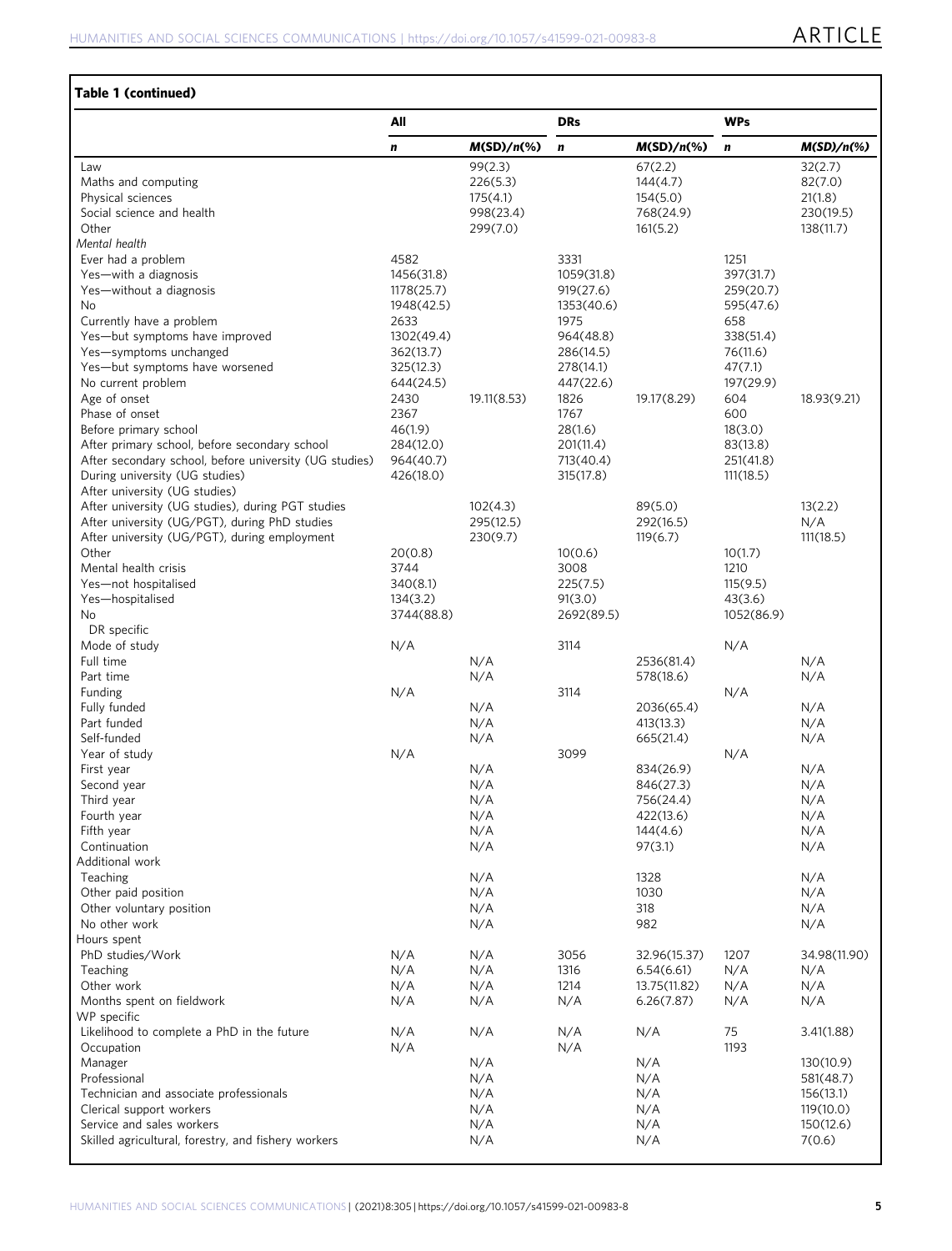**Table 1 (continued)**

| | All | | DRs | | WPs | |
|---|---|---|---|---|---|---|
| | *n* | *M(SD)/n(%)* | *n* | *M(SD)/n(%)* | *n* | *M(SD)/n(%)* |
| Law | | 99(2.3) | | 67(2.2) | | 32(2.7) |
| Maths and computing | | 226(5.3) | | 144(4.7) | | 82(7.0) |
| Physical sciences | | 175(4.1) | | 154(5.0) | | 21(1.8) |
| Social science and health | | 998(23.4) | | 768(24.9) | | 230(19.5) |
| Other | | 299(7.0) | | 161(5.2) | | 138(11.7) |
| *Mental health* | | | | | | |
| Ever had a problem | 4582 | | 3331 | | 1251 | |
| Yes—with a diagnosis | 1456(31.8) | | 1059(31.8) | | 397(31.7) | |
| Yes—without a diagnosis | 1178(25.7) | | 919(27.6) | | 259(20.7) | |
| No | 1948(42.5) | | 1353(40.6) | | 595(47.6) | |
| Currently have a problem | 2633 | | 1975 | | 658 | |
| Yes—but symptoms have improved | 1302(49.4) | | 964(48.8) | | 338(51.4) | |
| Yes—symptoms unchanged | 362(13.7) | | 286(14.5) | | 76(11.6) | |
| Yes—but symptoms have worsened | 325(12.3) | | 278(14.1) | | 47(7.1) | |
| No current problem | 644(24.5) | | 447(22.6) | | 197(29.9) | |
| Age of onset | 2430 | 19.11(8.53) | 1826 | 19.17(8.29) | 604 | 18.93(9.21) |
| Phase of onset | 2367 | | 1767 | | 600 | |
| Before primary school | 46(1.9) | | 28(1.6) | | 18(3.0) | |
| After primary school, before secondary school | 284(12.0) | | 201(11.4) | | 83(13.8) | |
| After secondary school, before university (UG studies) | 964(40.7) | | 713(40.4) | | 251(41.8) | |
| During university (UG studies) | 426(18.0) | | 315(17.8) | | 111(18.5) | |
| After university (UG studies) | | | | | | |
| After university (UG studies), during PGT studies | | 102(4.3) | | 89(5.0) | | 13(2.2) |
| After university (UG/PGT), during PhD studies | | 295(12.5) | | 292(16.5) | | N/A |
| After university (UG/PGT), during employment | | 230(9.7) | | 119(6.7) | | 111(18.5) |
| Other | 20(0.8) | | 10(0.6) | | 10(1.7) | |
| Mental health crisis | 3744 | | 3008 | | 1210 | |
| Yes—not hospitalised | 340(8.1) | | 225(7.5) | | 115(9.5) | |
| Yes—hospitalised | 134(3.2) | | 91(3.0) | | 43(3.6) | |
| No | 3744(88.8) | | 2692(89.5) | | 1052(86.9) | |
| DR specific | | | | | | |
| Mode of study | N/A | | 3114 | | N/A | |
| Full time | | N/A | | 2536(81.4) | | N/A |
| Part time | | N/A | | 578(18.6) | | N/A |
| Funding | N/A | | 3114 | | N/A | |
| Fully funded | | N/A | | 2036(65.4) | | N/A |
| Part funded | | N/A | | 413(13.3) | | N/A |
| Self-funded | | N/A | | 665(21.4) | | N/A |
| Year of study | N/A | | 3099 | | N/A | |
| First year | | N/A | | 834(26.9) | | N/A |
| Second year | | N/A | | 846(27.3) | | N/A |
| Third year | | N/A | | 756(24.4) | | N/A |
| Fourth year | | N/A | | 422(13.6) | | N/A |
| Fifth year | | N/A | | 144(4.6) | | N/A |
| Continuation | | N/A | | 97(3.1) | | N/A |
| Additional work | | | | | | |
| Teaching | | N/A | | 1328 | | N/A |
| Other paid position | | N/A | | 1030 | | N/A |
| Other voluntary position | | N/A | | 318 | | N/A |
| No other work | | N/A | | 982 | | N/A |
| Hours spent | | | | | | |
| PhD studies/Work | N/A | N/A | 3056 | 32.96(15.37) | 1207 | 34.98(11.90) |
| Teaching | N/A | N/A | 1316 | 6.54(6.61) | N/A | N/A |
| Other work | N/A | N/A | 1214 | 13.75(11.82) | N/A | N/A |
| Months spent on fieldwork | N/A | N/A | N/A | 6.26(7.87) | N/A | N/A |
| WP specific | | | | | | |
| Likelihood to complete a PhD in the future | N/A | N/A | N/A | N/A | 75 | 3.41(1.88) |
| Occupation | N/A | | N/A | | 1193 | |
| Manager | | N/A | | N/A | | 130(10.9) |
| Professional | | N/A | | N/A | | 581(48.7) |
| Technician and associate professionals | | N/A | | N/A | | 156(13.1) |
| Clerical support workers | | N/A | | N/A | | 119(10.0) |
| Service and sales workers | | N/A | | N/A | | 150(12.6) |
| Skilled agricultural, forestry, and fishery workers | | N/A | | N/A | | 7(0.6) |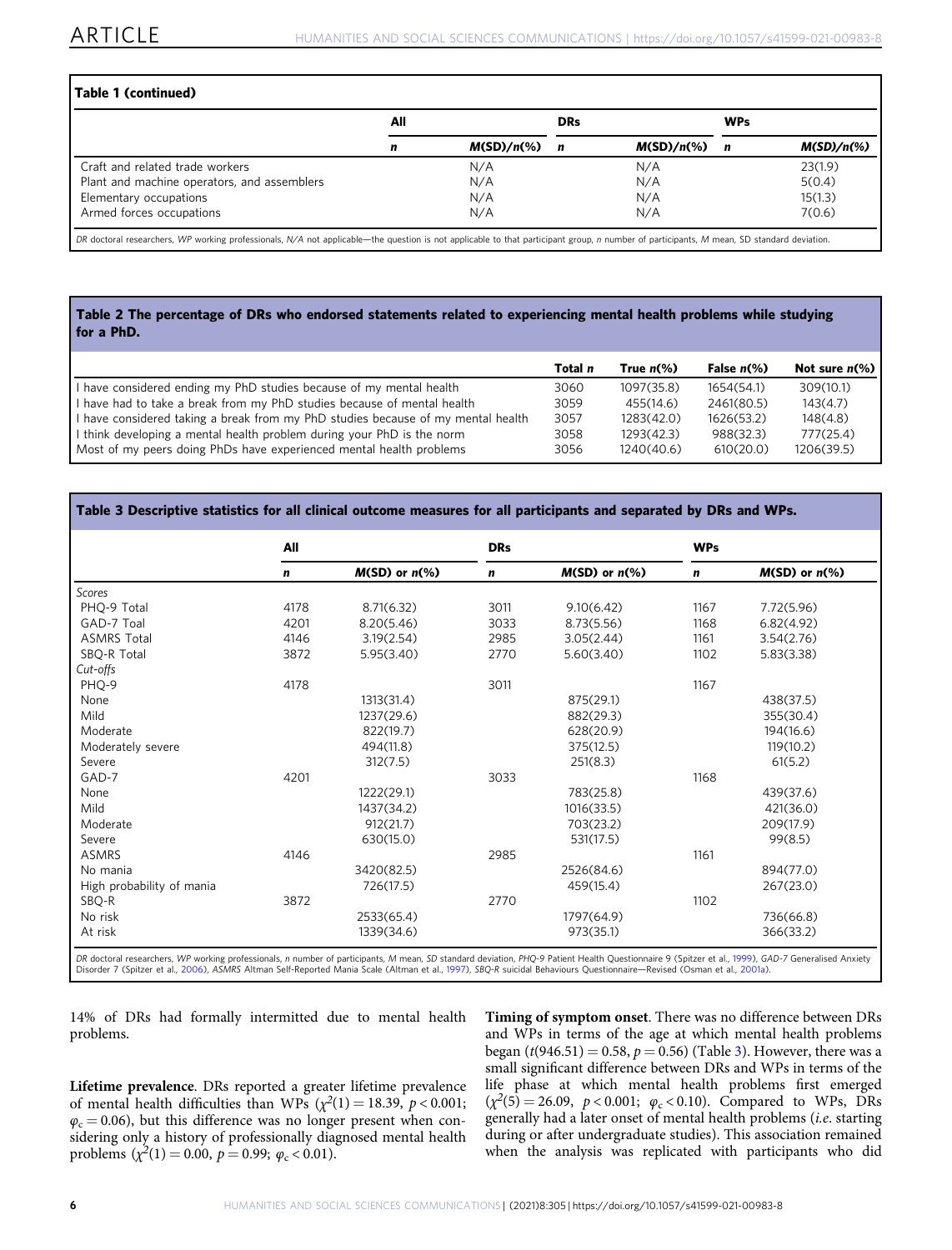**Table 1 (continued)**

| | All | | DRs | | WPs | |
|---|---|---|---|---|---|---|
| | *n* | *M*(*SD*)/*n*(%) | *n* | *M*(*SD*)/*n*(%) | *n* | *M*(*SD*)/*n*(%) |
| Craft and related trade workers | | N/A | | N/A | | 23(1.9) |
| Plant and machine operators, and assemblers | | N/A | | N/A | | 5(0.4) |
| Elementary occupations | | N/A | | N/A | | 15(1.3) |
| Armed forces occupations | | N/A | | N/A | | 7(0.6) |

*DR* doctoral researchers, *WP* working professionals, *N/A* not applicable—the question is not applicable to that participant group, *n* number of participants, *M* mean, *SD* standard deviation.

**Table 2 The percentage of DRs who endorsed statements related to experiencing mental health problems while studying for a PhD.**

| | Total *n* | True *n*(%) | False *n*(%) | Not sure *n*(%) |
|---|---|---|---|---|
| I have considered ending my PhD studies because of my mental health | 3060 | 1097(35.8) | 1654(54.1) | 309(10.1) |
| I have had to take a break from my PhD studies because of mental health | 3059 | 455(14.6) | 2461(80.5) | 143(4.7) |
| I have considered taking a break from my PhD studies because of my mental health | 3057 | 1283(42.0) | 1626(53.2) | 148(4.8) |
| I think developing a mental health problem during your PhD is the norm | 3058 | 1293(42.3) | 988(32.3) | 777(25.4) |
| Most of my peers doing PhDs have experienced mental health problems | 3056 | 1240(40.6) | 610(20.0) | 1206(39.5) |

**Table 3 Descriptive statistics for all clinical outcome measures for all participants and separated by DRs and WPs.**

| | All | | DRs | | WPs | |
|---|---|---|---|---|---|---|
| | *n* | *M*(*SD*) or *n*(%) | *n* | *M*(*SD*) or *n*(%) | *n* | *M*(*SD*) or *n*(%) |
| *Scores* | | | | | | |
| PHQ-9 Total | 4178 | 8.71(6.32) | 3011 | 9.10(6.42) | 1167 | 7.72(5.96) |
| GAD-7 Toal | 4201 | 8.20(5.46) | 3033 | 8.73(5.56) | 1168 | 6.82(4.92) |
| ASMRS Total | 4146 | 3.19(2.54) | 2985 | 3.05(2.44) | 1161 | 3.54(2.76) |
| SBQ-R Total | 3872 | 5.95(3.40) | 2770 | 5.60(3.40) | 1102 | 5.83(3.38) |
| *Cut-offs* | | | | | | |
| PHQ-9 | 4178 | | 3011 | | 1167 | |
| None | | 1313(31.4) | | 875(29.1) | | 438(37.5) |
| Mild | | 1237(29.6) | | 882(29.3) | | 355(30.4) |
| Moderate | | 822(19.7) | | 628(20.9) | | 194(16.6) |
| Moderately severe | | 494(11.8) | | 375(12.5) | | 119(10.2) |
| Severe | | 312(7.5) | | 251(8.3) | | 61(5.2) |
| GAD-7 | 4201 | | 3033 | | 1168 | |
| None | | 1222(29.1) | | 783(25.8) | | 439(37.6) |
| Mild | | 1437(34.2) | | 1016(33.5) | | 421(36.0) |
| Moderate | | 912(21.7) | | 703(23.2) | | 209(17.9) |
| Severe | | 630(15.0) | | 531(17.5) | | 99(8.5) |
| ASMRS | 4146 | | 2985 | | 1161 | |
| No mania | | 3420(82.5) | | 2526(84.6) | | 894(77.0) |
| High probability of mania | | 726(17.5) | | 459(15.4) | | 267(23.0) |
| SBQ-R | 3872 | | 2770 | | 1102 | |
| No risk | | 2533(65.4) | | 1797(64.9) | | 736(66.8) |
| At risk | | 1339(34.6) | | 973(35.1) | | 366(33.2) |

*DR* doctoral researchers, *WP* working professionals, *n* number of participants, *M* mean, *SD* standard deviation, *PHQ-9* Patient Health Questionnaire 9 (Spitzer et al., 1999), *GAD-7* Generalised Anxiety Disorder 7 (Spitzer et al., 2006), *ASMRS* Altman Self-Reported Mania Scale (Altman et al., 1997), *SBQ-R* suicidal Behaviours Questionnaire—Revised (Osman et al., 2001a).

14% of DRs had formally intermitted due to mental health problems.

**Lifetime prevalence**. DRs reported a greater lifetime prevalence of mental health difficulties than WPs ($\chi^2(1) = 18.39$, $p < 0.001$; $\varphi_c = 0.06$), but this difference was no longer present when considering only a history of professionally diagnosed mental health problems ($\chi^2(1) = 0.00$, $p = 0.99$; $\varphi_c < 0.01$).

**Timing of symptom onset**. There was no difference between DRs and WPs in terms of the age at which mental health problems began ($t(946.51) = 0.58$, $p = 0.56$) (Table 3). However, there was a small significant difference between DRs and WPs in terms of the life phase at which mental health problems first emerged ($\chi^2(5) = 26.09$, $p < 0.001$; $\varphi_c < 0.10$). Compared to WPs, DRs generally had a later onset of mental health problems (*i.e.* starting during or after undergraduate studies). This association remained when the analysis was replicated with participants who did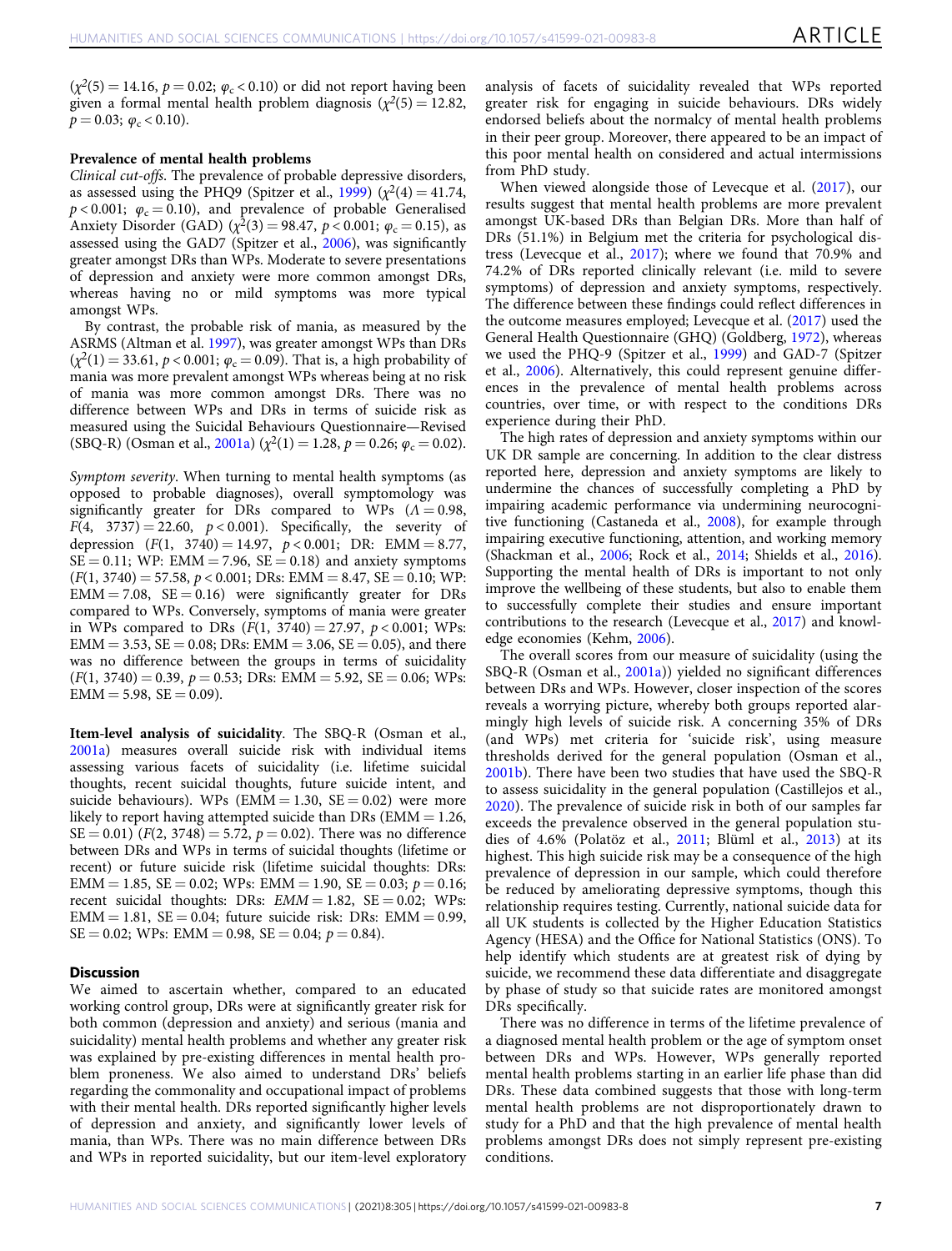($\chi^2(5) = 14.16$, $p = 0.02$; $\varphi_c < 0.10$) or did not report having been given a formal mental health problem diagnosis ($\chi^2(5) = 12.82$, $p = 0.03$; $\varphi_c < 0.10$).

**Prevalence of mental health problems**

*Clinical cut-offs*. The prevalence of probable depressive disorders, as assessed using the PHQ9 (Spitzer et al., 1999) ($\chi^2(4) = 41.74$, $p < 0.001$; $\varphi_c = 0.10$), and prevalence of probable Generalised Anxiety Disorder (GAD) ($\chi^2(3) = 98.47$, $p < 0.001$; $\varphi_c = 0.15$), as assessed using the GAD7 (Spitzer et al., 2006), was significantly greater amongst DRs than WPs. Moderate to severe presentations of depression and anxiety were more common amongst DRs, whereas having no or mild symptoms was more typical amongst WPs.

By contrast, the probable risk of mania, as measured by the ASRMS (Altman et al. 1997), was greater amongst WPs than DRs ($\chi^2(1) = 33.61$, $p < 0.001$; $\varphi_c = 0.09$). That is, a high probability of mania was more prevalent amongst WPs whereas being at no risk of mania was more common amongst DRs. There was no difference between WPs and DRs in terms of suicide risk as measured using the Suicidal Behaviours Questionnaire—Revised (SBQ-R) (Osman et al., 2001a) ($\chi^2(1) = 1.28$, $p = 0.26$; $\varphi_c = 0.02$).

*Symptom severity*. When turning to mental health symptoms (as opposed to probable diagnoses), overall symptomology was significantly greater for DRs compared to WPs ($\Lambda = 0.98$, $F(4, 3737) = 22.60$, $p < 0.001$). Specifically, the severity of depression ($F(1, 3740) = 14.97$, $p < 0.001$; DR: EMM = 8.77, SE = 0.11; WP: EMM = 7.96, SE = 0.18) and anxiety symptoms ($F(1, 3740) = 57.58$, $p < 0.001$; DRs: EMM = 8.47, SE = 0.10; WP: EMM = 7.08, SE = 0.16) were significantly greater for DRs compared to WPs. Conversely, symptoms of mania were greater in WPs compared to DRs ($F(1, 3740) = 27.97$, $p < 0.001$; WPs: EMM = 3.53, SE = 0.08; DRs: EMM = 3.06, SE = 0.05), and there was no difference between the groups in terms of suicidality ($F(1, 3740) = 0.39$, $p = 0.53$; DRs: EMM = 5.92, SE = 0.06; WPs: EMM = 5.98, SE = 0.09).

**Item-level analysis of suicidality**. The SBQ-R (Osman et al., 2001a) measures overall suicide risk with individual items assessing various facets of suicidality (i.e. lifetime suicidal thoughts, recent suicidal thoughts, future suicide intent, and suicide behaviours). WPs (EMM = 1.30, SE = 0.02) were more likely to report having attempted suicide than DRs (EMM = 1.26, SE = 0.01) ($F(2, 3748) = 5.72$, $p = 0.02$). There was no difference between DRs and WPs in terms of suicidal thoughts (lifetime or recent) or future suicide risk (lifetime suicidal thoughts: DRs: EMM = 1.85, SE = 0.02; WPs: EMM = 1.90, SE = 0.03; $p = 0.16$; recent suicidal thoughts: DRs: *EMM* = 1.82, SE = 0.02; WPs: EMM = 1.81, SE = 0.04; future suicide risk: DRs: EMM = 0.99, SE = 0.02; WPs: EMM = 0.98, SE = 0.04; $p = 0.84$).

## Discussion

We aimed to ascertain whether, compared to an educated working control group, DRs were at significantly greater risk for both common (depression and anxiety) and serious (mania and suicidality) mental health problems and whether any greater risk was explained by pre-existing differences in mental health problem proneness. We also aimed to understand DRs' beliefs regarding the commonality and occupational impact of problems with their mental health. DRs reported significantly higher levels of depression and anxiety, and significantly lower levels of mania, than WPs. There was no main difference between DRs and WPs in reported suicidality, but our item-level exploratory analysis of facets of suicidality revealed that WPs reported greater risk for engaging in suicide behaviours. DRs widely endorsed beliefs about the normalcy of mental health problems in their peer group. Moreover, there appeared to be an impact of this poor mental health on considered and actual intermissions from PhD study.

When viewed alongside those of Levecque et al. (2017), our results suggest that mental health problems are more prevalent amongst UK-based DRs than Belgian DRs. More than half of DRs (51.1%) in Belgium met the criteria for psychological distress (Levecque et al., 2017); where we found that 70.9% and 74.2% of DRs reported clinically relevant (i.e. mild to severe symptoms) of depression and anxiety symptoms, respectively. The difference between these findings could reflect differences in the outcome measures employed; Levecque et al. (2017) used the General Health Questionnaire (GHQ) (Goldberg, 1972), whereas we used the PHQ-9 (Spitzer et al., 1999) and GAD-7 (Spitzer et al., 2006). Alternatively, this could represent genuine differences in the prevalence of mental health problems across countries, over time, or with respect to the conditions DRs experience during their PhD.

The high rates of depression and anxiety symptoms within our UK DR sample are concerning. In addition to the clear distress reported here, depression and anxiety symptoms are likely to undermine the chances of successfully completing a PhD by impairing academic performance via undermining neurocognitive functioning (Castaneda et al., 2008), for example through impairing executive functioning, attention, and working memory (Shackman et al., 2006; Rock et al., 2014; Shields et al., 2016). Supporting the mental health of DRs is important to not only improve the wellbeing of these students, but also to enable them to successfully complete their studies and ensure important contributions to the research (Levecque et al., 2017) and knowledge economies (Kehm, 2006).

The overall scores from our measure of suicidality (using the SBQ-R (Osman et al., 2001a)) yielded no significant differences between DRs and WPs. However, closer inspection of the scores reveals a worrying picture, whereby both groups reported alarmingly high levels of suicide risk. A concerning 35% of DRs (and WPs) met criteria for 'suicide risk', using measure thresholds derived for the general population (Osman et al., 2001b). There have been two studies that have used the SBQ-R to assess suicidality in the general population (Castillejos et al., 2020). The prevalence of suicide risk in both of our samples far exceeds the prevalence observed in the general population studies of 4.6% (Polatöz et al., 2011; Blüml et al., 2013) at its highest. This high suicide risk may be a consequence of the high prevalence of depression in our sample, which could therefore be reduced by ameliorating depressive symptoms, though this relationship requires testing. Currently, national suicide data for all UK students is collected by the Higher Education Statistics Agency (HESA) and the Office for National Statistics (ONS). To help identify which students are at greatest risk of dying by suicide, we recommend these data differentiate and disaggregate by phase of study so that suicide rates are monitored amongst DRs specifically.

There was no difference in terms of the lifetime prevalence of a diagnosed mental health problem or the age of symptom onset between DRs and WPs. However, WPs generally reported mental health problems starting in an earlier life phase than did DRs. These data combined suggests that those with long-term mental health problems are not disproportionately drawn to study for a PhD and that the high prevalence of mental health problems amongst DRs does not simply represent pre-existing conditions.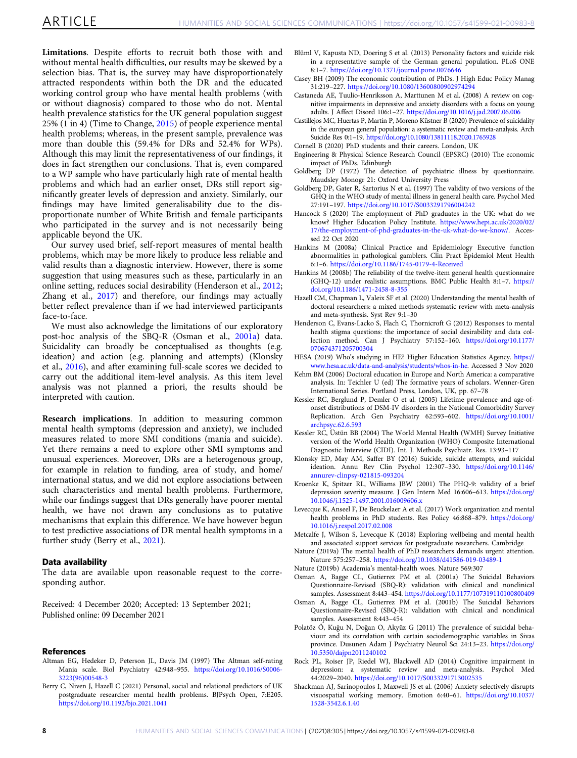**Limitations**. Despite efforts to recruit both those with and without mental health difficulties, our results may be skewed by a selection bias. That is, the survey may have disproportionately attracted respondents within both the DR and the educated working control group who have mental health problems (with or without diagnosis) compared to those who do not. Mental health prevalence statistics for the UK general population suggest 25% (1 in 4) (Time to Change, 2015) of people experience mental health problems; whereas, in the present sample, prevalence was more than double this (59.4% for DRs and 52.4% for WPs). Although this may limit the representativeness of our findings, it does in fact strengthen our conclusions. That is, even compared to a WP sample who have particularly high rate of mental health problems and which had an earlier onset, DRs still report significantly greater levels of depression and anxiety. Similarly, our findings may have limited generalisability due to the disproportionate number of White British and female participants who participated in the survey and is not necessarily being applicable beyond the UK.

Our survey used brief, self-report measures of mental health problems, which may be more likely to produce less reliable and valid results than a diagnostic interview. However, there is some suggestion that using measures such as these, particularly in an online setting, reduces social desirability (Henderson et al., 2012; Zhang et al., 2017) and therefore, our findings may actually better reflect prevalence than if we had interviewed participants face-to-face.

We must also acknowledge the limitations of our exploratory post-hoc analysis of the SBQ-R (Osman et al., 2001a) data. Suicidality can broadly be conceptualised as thoughts (e.g. ideation) and action (e.g. planning and attempts) (Klonsky et al., 2016), and after examining full-scale scores we decided to carry out the additional item-level analysis. As this item level analysis was not planned a priori, the results should be interpreted with caution.

**Research implications**. In addition to measuring common mental health symptoms (depression and anxiety), we included measures related to more SMI conditions (mania and suicide). Yet there remains a need to explore other SMI symptoms and unusual experiences. Moreover, DRs are a heterogenous group, for example in relation to funding, area of study, and home/international status, and we did not explore associations between such characteristics and mental health problems. Furthermore, while our findings suggest that DRs generally have poorer mental health, we have not drawn any conclusions as to putative mechanisms that explain this difference. We have however begun to test predictive associations of DR mental health symptoms in a further study (Berry et al., 2021).

### Data availability

The data are available upon reasonable request to the corresponding author.

Received: 4 December 2020; Accepted: 13 September 2021;
Published online: 09 December 2021

### References

Altman EG, Hedeker D, Peterson JL, Davis JM (1997) The Altman self-rating Mania scale. Biol Psychiatry 42:948–955. https://doi.org/10.1016/S0006-3223(96)00548-3

Berry C, Niven J, Hazell C (2021) Personal, social and relational predictors of UK postgraduate researcher mental health problems. BJPsych Open, 7:E205. https://doi.org/10.1192/bjo.2021.1041

Blüml V, Kapusta ND, Doering S et al. (2013) Personality factors and suicide risk in a representative sample of the German general population. PLoS ONE 8:1–7. https://doi.org/10.1371/journal.pone.0076646

Casey BH (2009) The economic contribution of PhDs. J High Educ Policy Manag 31:219–227. https://doi.org/10.1080/13600800902974294

Castaneda AE, Tuulio-Henriksson A, Marttunen M et al. (2008) A review on cognitive impairments in depressive and anxiety disorders with a focus on young adults. J Affect Disord 106:1–27. https://doi.org/10.1016/j.jad.2007.06.006

Castillejos MC, Huertas P, Martín P, Moreno Küstner B (2020) Prevalence of suicidality in the european general population: a systematic review and meta-analysis. Arch Suicide Res 0:1–19. https://doi.org/10.1080/13811118.2020.1765928

Cornell B (2020) PhD students and their careers. London, UK

Engineering & Physical Science Research Council (EPSRC) (2010) The economic impact of PhDs. Edinburgh

Goldberg DP (1972) The detection of psychiatric illness by questionnaire. Maudsley Monogr 21: Oxford University Press

Goldberg DP, Gater R, Sartorius N et al. (1997) The validity of two versions of the GHQ in the WHO study of mental illness in general health care. Psychol Med 27:191–197. https://doi.org/10.1017/S0033291796004242

Hancock S (2020) The employment of PhD graduates in the UK: what do we know? Higher Education Policy Institute. https://www.hepi.ac.uk/2020/02/17/the-employment-of-phd-graduates-in-the-uk-what-do-we-know/. Accessed 22 Oct 2020

Hankins M (2008a) Clinical Practice and Epidemiology Executive function abnormalities in pathological gamblers. Clin Pract Epidemiol Ment Health 6:1–6. https://doi.org/10.1186/1745-0179-4-Received

Hankins M (2008b) The reliability of the twelve-item general health questionnaire (GHQ-12) under realistic assumptions. BMC Public Health 8:1–7. https://doi.org/10.1186/1471-2458-8-355

Hazell CM, Chapman L, Valeix SF et al. (2020) Understanding the mental health of doctoral researchers: a mixed methods systematic review with meta-analysis and meta-synthesis. Syst Rev 9:1–30

Henderson C, Evans-Lacko S, Flach C, Thornicroft G (2012) Responses to mental health stigma questions: the importance of social desirability and data collection method. Can J Psychiatry 57:152–160. https://doi.org/10.1177/070674371205700304

HESA (2019) Who's studying in HE? Higher Education Statistics Agency. https://www.hesa.ac.uk/data-and-analysis/students/whos-in-he. Accessed 3 Nov 2020

Kehm BM (2006) Doctoral education in Europe and North America: a comparative analysis. In: Teichler U (ed) The formative years of scholars. Wenner-Gren International Series. Portland Press, London, UK, pp. 67–78

Kessler RC, Berglund P, Demler O et al. (2005) Lifetime prevalence and age-of-onset distributions of DSM-IV disorders in the National Comorbidity Survey Replication. Arch Gen Psychiatry 62:593–602. https://doi.org/10.1001/archpsyc.62.6.593

Kessler RC, Üstün BB (2004) The World Mental Health (WMH) Survey Initiative version of the World Health Organization (WHO) Composite International Diagnostic Interview (CIDI). Int. J. Methods Psychiatr. Res. 13:93–117

Klonsky ED, May AM, Saffer BY (2016) Suicide, suicide attempts, and suicidal ideation. Annu Rev Clin Psychol 12:307–330. https://doi.org/10.1146/annurev-clinpsy-021815-093204

Kroenke K, Spitzer RL, Williams JBW (2001) The PHQ-9: validity of a brief depression severity measure. J Gen Intern Med 16:606–613. https://doi.org/10.1046/j.1525-1497.2001.016009606.x

Levecque K, Anseel F, De Beuckelaer A et al. (2017) Work organization and mental health problems in PhD students. Res Policy 46:868–879. https://doi.org/10.1016/j.respol.2017.02.008

Metcalfe J, Wilson S, Levecque K (2018) Exploring wellbeing and mental health and associated support services for postgraduate researchers. Cambridge

Nature (2019a) The mental health of PhD researchers demands urgent attention. Nature 575:257–258. https://doi.org/10.1038/d41586-019-03489-1

Nature (2019b) Academia's mental-health woes. Nature 569:307

Osman A, Bagge CL, Gutierrez PM et al. (2001a) The Suicidal Behaviors Questionnaire-Revised (SBQ-R): validation with clinical and nonclinical samples. Assessment 8:443–454. https://doi.org/10.1177/107319110100800409

Osman A, Bagge CL, Gutierrez PM et al. (2001b) The Suicidal Behaviors Questionnaire-Revised (SBQ-R): validation with clinical and nonclinical samples. Assessment 8:443–454

Polatöz Ö, Kuğu N, Doğan O, Akyüz G (2011) The prevalence of suicidal behaviour and its correlation with certain sociodemographic variables in Sivas province. Dusunen Adam J Psychiatry Neurol Sci 24:13–23. https://doi.org/10.5350/dajpn2011240102

Rock PL, Roiser JP, Riedel WJ, Blackwell AD (2014) Cognitive impairment in depression: a systematic review and meta-analysis. Psychol Med 44:2029–2040. https://doi.org/10.1017/S0033291713002535

Shackman AJ, Sarinopoulos I, Maxwell JS et al. (2006) Anxiety selectively disrupts visuospatial working memory. Emotion 6:40–61. https://doi.org/10.1037/1528-3542.6.1.40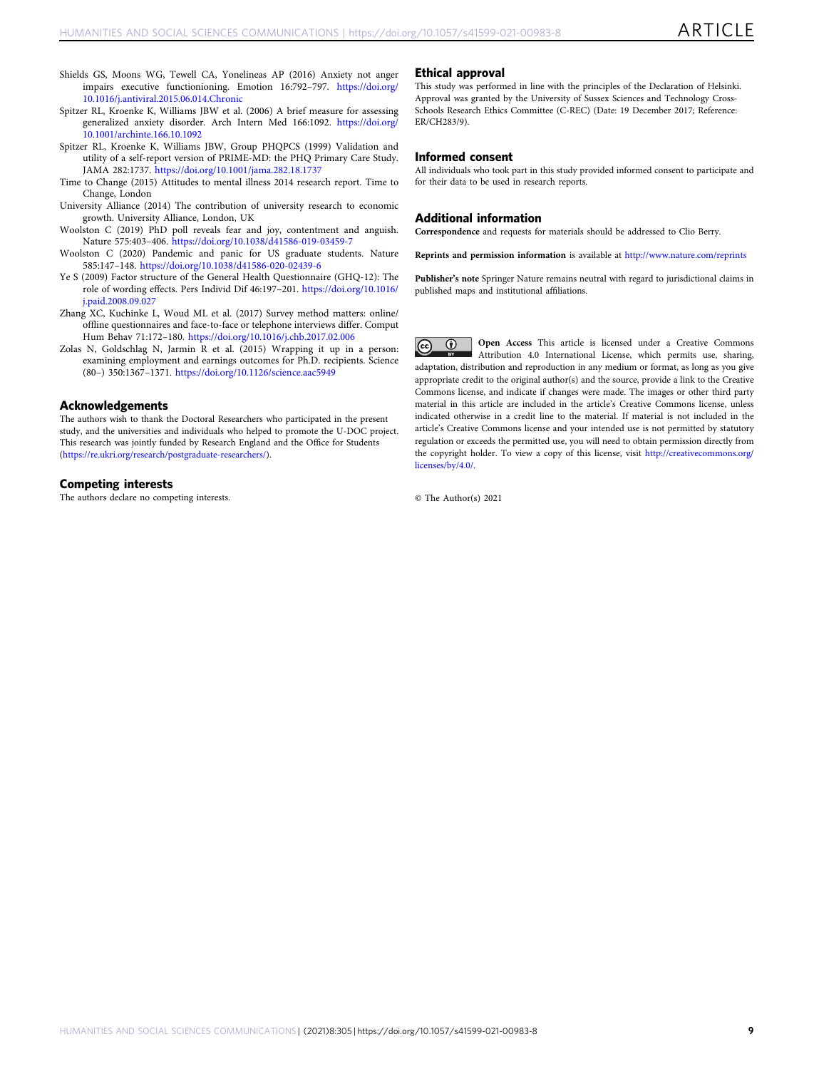Shields GS, Moons WG, Tewell CA, Yonelineas AP (2016) Anxiety not anger impairs executive functioningning. Emotion 16:792–797. https://doi.org/10.1016/j.antiviral.2015.06.014.Chronic

Spitzer RL, Kroenke K, Williams JBW et al. (2006) A brief measure for assessing generalized anxiety disorder. Arch Intern Med 166:1092. https://doi.org/10.1001/archinte.166.10.1092

Spitzer RL, Kroenke K, Williams JBW, Group PHQPCS (1999) Validation and utility of a self-report version of PRIME-MD: the PHQ Primary Care Study. JAMA 282:1737. https://doi.org/10.1001/jama.282.18.1737

Time to Change (2015) Attitudes to mental illness 2014 research report. Time to Change, London

University Alliance (2014) The contribution of university research to economic growth. University Alliance, London, UK

Woolston C (2019) PhD poll reveals fear and joy, contentment and anguish. Nature 575:403–406. https://doi.org/10.1038/d41586-019-03459-7

Woolston C (2020) Pandemic and panic for US graduate students. Nature 585:147–148. https://doi.org/10.1038/d41586-020-02439-6

Ye S (2009) Factor structure of the General Health Questionnaire (GHQ-12): The role of wording effects. Pers Individ Dif 46:197–201. https://doi.org/10.1016/j.paid.2008.09.027

Zhang XC, Kuchinke L, Woud ML et al. (2017) Survey method matters: online/offline questionnaires and face-to-face or telephone interviews differ. Comput Hum Behav 71:172–180. https://doi.org/10.1016/j.chb.2017.02.006

Zolas N, Goldschlag N, Jarmin R et al. (2015) Wrapping it up in a person: examining employment and earnings outcomes for Ph.D. recipients. Science (80–) 350:1367–1371. https://doi.org/10.1126/science.aac5949

## Acknowledgements

The authors wish to thank the Doctoral Researchers who participated in the present study, and the universities and individuals who helped to promote the U-DOC project. This research was jointly funded by Research England and the Office for Students (https://re.ukri.org/research/postgraduate-researchers/).

## Competing interests

The authors declare no competing interests.

## Ethical approval

This study was performed in line with the principles of the Declaration of Helsinki. Approval was granted by the University of Sussex Sciences and Technology Cross-Schools Research Ethics Committee (C-REC) (Date: 19 December 2017; Reference: ER/CH283/9).

## Informed consent

All individuals who took part in this study provided informed consent to participate and for their data to be used in research reports.

## Additional information

**Correspondence** and requests for materials should be addressed to Clio Berry.

**Reprints and permission information** is available at http://www.nature.com/reprints

**Publisher's note** Springer Nature remains neutral with regard to jurisdictional claims in published maps and institutional affiliations.

**Open Access** This article is licensed under a Creative Commons Attribution 4.0 International License, which permits use, sharing, adaptation, distribution and reproduction in any medium or format, as long as you give appropriate credit to the original author(s) and the source, provide a link to the Creative Commons license, and indicate if changes were made. The images or other third party material in this article are included in the article's Creative Commons license, unless indicated otherwise in a credit line to the material. If material is not included in the article's Creative Commons license and your intended use is not permitted by statutory regulation or exceeds the permitted use, you will need to obtain permission directly from the copyright holder. To view a copy of this license, visit http://creativecommons.org/licenses/by/4.0/.

© The Author(s) 2021